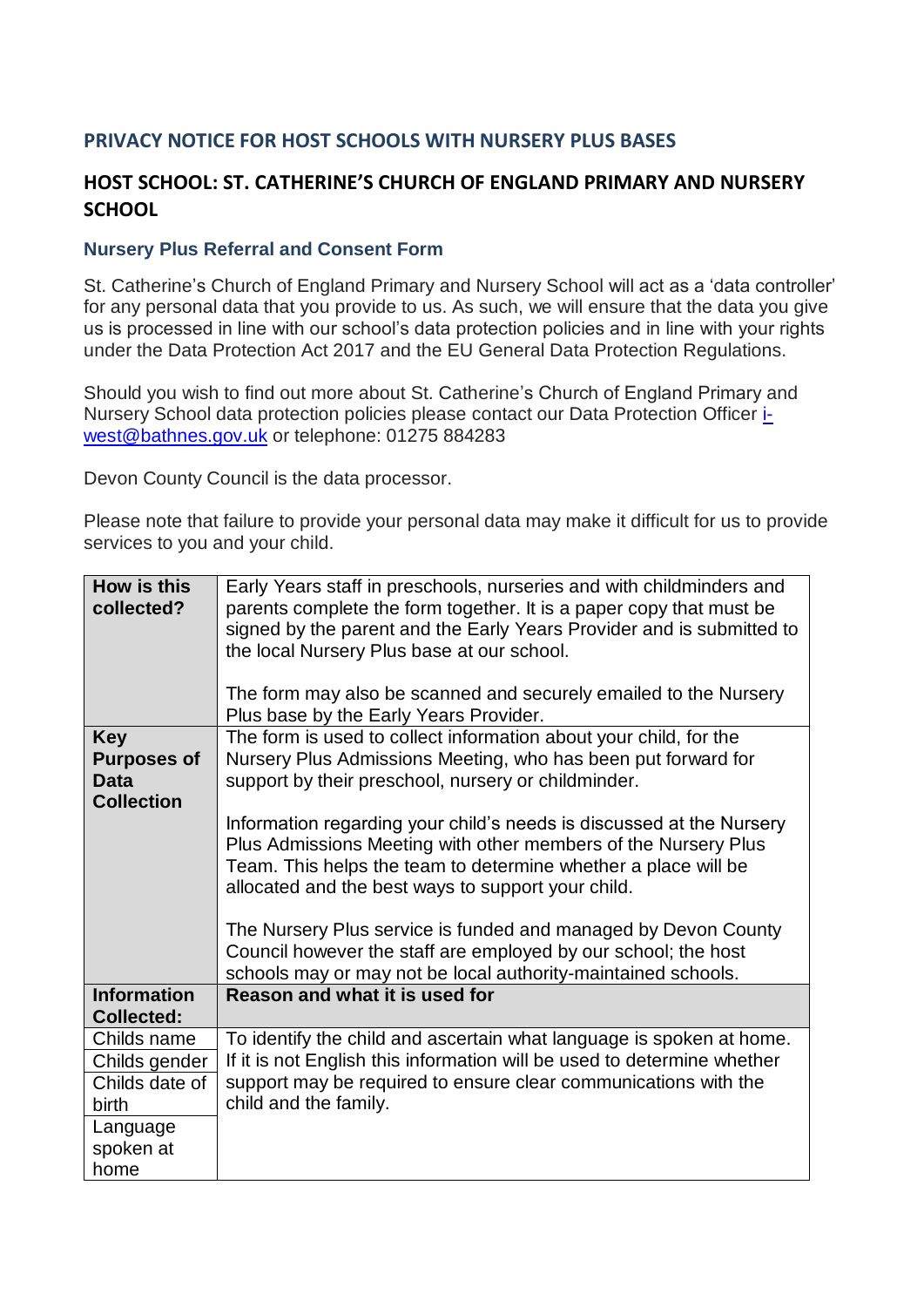## PRIVACY NOTICE FOR HOST SCHOOLS WITH NURSERY PLUS BASES

## HOST SCHOOL: ST. CATHERINE'S CHURCH OF ENGLAND PRIMARY AND NURSERY SCHOOL

### Nursery Plus Referral and Consent Form

St. Catherine's Church of England Primary and Nursery School will act as a 'data controller' for any personal data that you provide to us. As such, we will ensure that the data you give us is processed in line with our school's data protection policies and in line with your rights under the Data Protection Act 2017 and the EU General Data Protection Regulations.

Should you wish to find out more about St. Catherine's Church of England Primary and Nursery School data protection policies please contact our Data Protection Officer [i-west@bathnes.gov.uk](mailto:i-west@bathnes.gov.uk) or telephone: 01275 884283

Devon County Council is the data processor.

Please note that failure to provide your personal data may make it difficult for us to provide services to you and your child.

| **How is this collected?** | Early Years staff in preschools, nurseries and with childminders and parents complete the form together. It is a paper copy that must be signed by the parent and the Early Years Provider and is submitted to the local Nursery Plus base at our school.<br><br>The form may also be scanned and securely emailed to the Nursery Plus base by the Early Years Provider. |
|---|---|
| **Key Purposes of Data Collection** | The form is used to collect information about your child, for the Nursery Plus Admissions Meeting, who has been put forward for support by their preschool, nursery or childminder.<br><br>Information regarding your child's needs is discussed at the Nursery Plus Admissions Meeting with other members of the Nursery Plus Team. This helps the team to determine whether a place will be allocated and the best ways to support your child.<br><br>The Nursery Plus service is funded and managed by Devon County Council however the staff are employed by our school; the host schools may or may not be local authority-maintained schools. |
| **Information Collected:** | **Reason and what it is used for** |
| Childs name<br>Childs gender<br>Childs date of birth<br>Language spoken at home | To identify the child and ascertain what language is spoken at home. If it is not English this information will be used to determine whether support may be required to ensure clear communications with the child and the family. |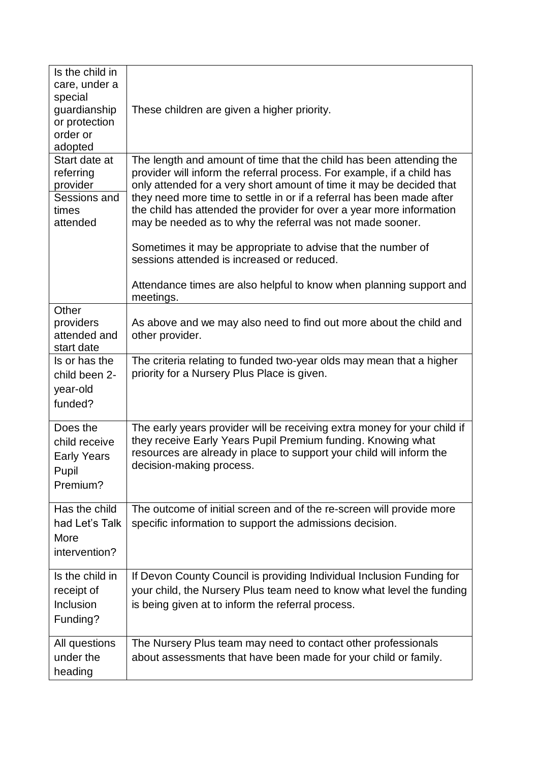| Is the child in care, under a special guardianship or protection order or adopted | These children are given a higher priority. |
|---|---|
| Start date at referring provider<br>Sessions and times attended | The length and amount of time that the child has been attending the provider will inform the referral process. For example, if a child has only attended for a very short amount of time it may be decided that they need more time to settle in or if a referral has been made after the child has attended the provider for over a year more information may be needed as to why the referral was not made sooner.<br><br>Sometimes it may be appropriate to advise that the number of sessions attended is increased or reduced.<br><br>Attendance times are also helpful to know when planning support and meetings. |
| Other providers attended and start date | As above and we may also need to find out more about the child and other provider. |
| Is or has the child been 2-year-old funded? | The criteria relating to funded two-year olds may mean that a higher priority for a Nursery Plus Place is given. |
| Does the child receive Early Years Pupil Premium? | The early years provider will be receiving extra money for your child if they receive Early Years Pupil Premium funding. Knowing what resources are already in place to support your child will inform the decision-making process. |
| Has the child had Let's Talk More intervention? | The outcome of initial screen and of the re-screen will provide more specific information to support the admissions decision. |
| Is the child in receipt of Inclusion Funding? | If Devon County Council is providing Individual Inclusion Funding for your child, the Nursery Plus team need to know what level the funding is being given at to inform the referral process. |
| All questions under the heading | The Nursery Plus team may need to contact other professionals about assessments that have been made for your child or family. |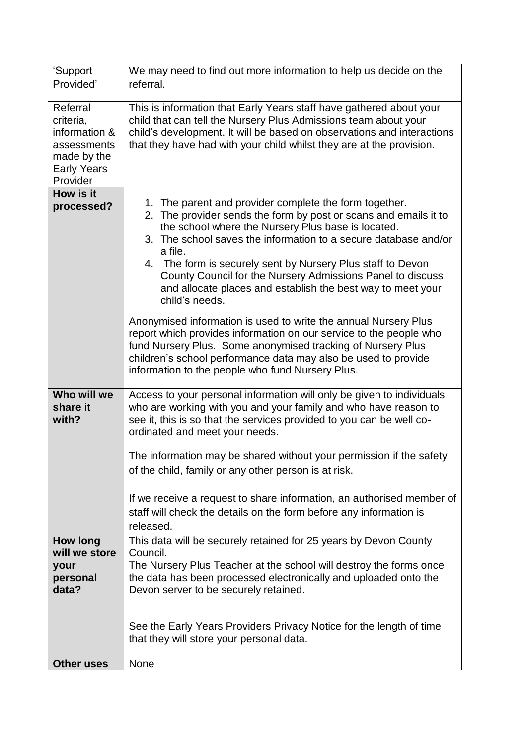| | |
|---|---|
| 'Support Provided' | We may need to find out more information to help us decide on the referral. |
| Referral criteria, information & assessments made by the Early Years Provider | This is information that Early Years staff have gathered about your child that can tell the Nursery Plus Admissions team about your child's development. It will be based on observations and interactions that they have had with your child whilst they are at the provision. |
| **How is it processed?** | 1. The parent and provider complete the form together.<br>2. The provider sends the form by post or scans and emails it to the school where the Nursery Plus base is located.<br>3. The school saves the information to a secure database and/or a file.<br>4. The form is securely sent by Nursery Plus staff to Devon County Council for the Nursery Admissions Panel to discuss and allocate places and establish the best way to meet your child's needs.<br><br>Anonymised information is used to write the annual Nursery Plus report which provides information on our service to the people who fund Nursery Plus. Some anonymised tracking of Nursery Plus children's school performance data may also be used to provide information to the people who fund Nursery Plus. |
| **Who will we share it with?** | Access to your personal information will only be given to individuals who are working with you and your family and who have reason to see it, this is so that the services provided to you can be well co-ordinated and meet your needs.<br><br>The information may be shared without your permission if the safety of the child, family or any other person is at risk.<br><br>If we receive a request to share information, an authorised member of staff will check the details on the form before any information is released. |
| **How long will we store your personal data?** | This data will be securely retained for 25 years by Devon County Council.<br>The Nursery Plus Teacher at the school will destroy the forms once the data has been processed electronically and uploaded onto the Devon server to be securely retained.<br><br>See the Early Years Providers Privacy Notice for the length of time that they will store your personal data. |
| **Other uses** | None |